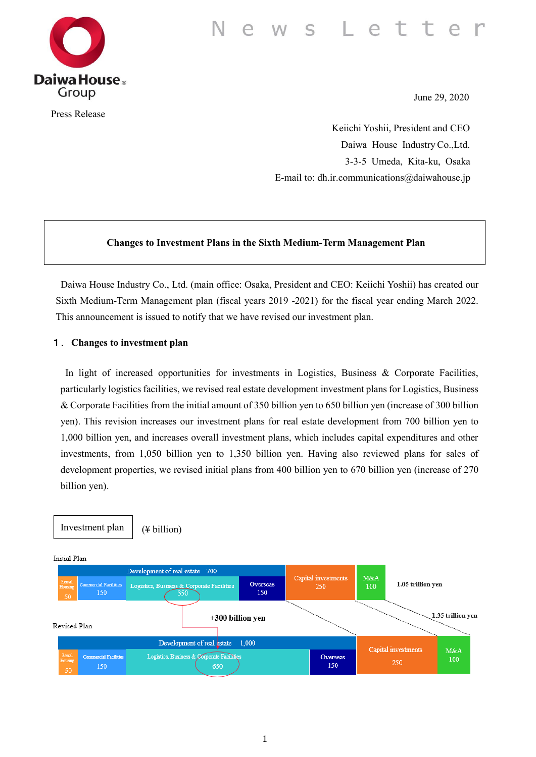News Letter

Daiwa House Group

Press Release

June 29, 2020

Keiichi Yoshii, President and CEO

Daiwa House Industry Co.,Ltd.

3-3-5 Umeda, Kita-ku, Osaka

E-mail to: dh.ir.communications@daiwahouse.jp

# Changes to Investment Plans in the Sixth Medium-Term Management Plan

Daiwa House Industry Co., Ltd. (main office: Osaka, President and CEO: Keiichi Yoshii) has created our Sixth Medium-Term Management plan (fiscal years 2019 -2021) for the fiscal year ending March 2022. This announcement is issued to notify that we have revised our investment plan.

## １． Changes to investment plan

In light of increased opportunities for investments in Logistics, Business & Corporate Facilities, particularly logistics facilities, we revised real estate development investment plans for Logistics, Business & Corporate Facilities from the initial amount of 350 billion yen to 650 billion yen (increase of 300 billion yen). This revision increases our investment plans for real estate development from 700 billion yen to 1,000 billion yen, and increases overall investment plans, which includes capital expenditures and other investments, from 1,050 billion yen to 1,350 billion yen. Having also reviewed plans for sales of development properties, we revised initial plans from 400 billion yen to 670 billion yen (increase of 270 billion yen).

Investment plan (¥ billion)

Initial Plan

| Development of real estate 700 | | | | Capital investments | M&A | Total |
|---|---|---|---|---|---|---|
| Rental Housing | Commercial Facilities | Logistics, Business & Corporate Facilities | Overseas | | | |
| 50 | 150 | 350 | 150 | 250 | 100 | 1.05 trillion yen |

+300 billion yen

Revised Plan

| Development of real estate 1,000 | | | | Capital investments | M&A | Total |
|---|---|---|---|---|---|---|
| Rental Housing | Commercial Facilities | Logistics, Business & Corporate Facilities | Overseas | | | |
| 50 | 150 | 650 | 150 | 250 | 100 | 1.35 trillion yen |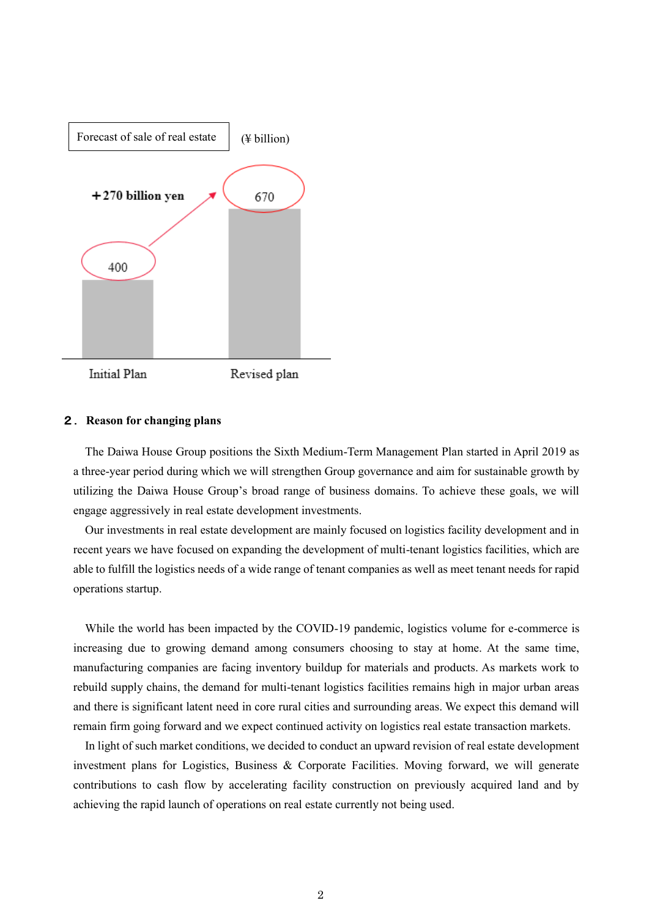Forecast of sale of real estate (¥ billion)

| | Initial Plan | Revised plan |
|---|---|---|
| Forecast of sale of real estate (¥ billion) | 400 | 670 |

+270 billion yen

## 2. Reason for changing plans

The Daiwa House Group positions the Sixth Medium-Term Management Plan started in April 2019 as a three-year period during which we will strengthen Group governance and aim for sustainable growth by utilizing the Daiwa House Group's broad range of business domains. To achieve these goals, we will engage aggressively in real estate development investments.

Our investments in real estate development are mainly focused on logistics facility development and in recent years we have focused on expanding the development of multi-tenant logistics facilities, which are able to fulfill the logistics needs of a wide range of tenant companies as well as meet tenant needs for rapid operations startup.

While the world has been impacted by the COVID-19 pandemic, logistics volume for e-commerce is increasing due to growing demand among consumers choosing to stay at home. At the same time, manufacturing companies are facing inventory buildup for materials and products. As markets work to rebuild supply chains, the demand for multi-tenant logistics facilities remains high in major urban areas and there is significant latent need in core rural cities and surrounding areas. We expect this demand will remain firm going forward and we expect continued activity on logistics real estate transaction markets.

In light of such market conditions, we decided to conduct an upward revision of real estate development investment plans for Logistics, Business & Corporate Facilities. Moving forward, we will generate contributions to cash flow by accelerating facility construction on previously acquired land and by achieving the rapid launch of operations on real estate currently not being used.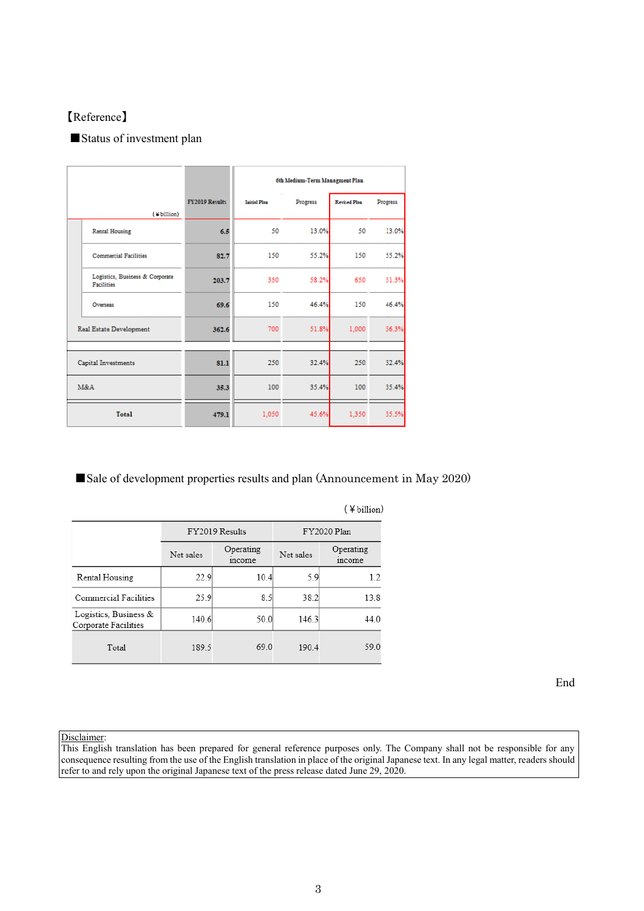【Reference】

■Status of investment plan

| (￥billion) | FY2019 Results | 6th Medium-Term Management Plan | | | |
|---|---|---|---|---|---|
| | | Initial Plan | Progress | Revised Plan | Progress |
| Rental Housing | 6.5 | 50 | 13.0% | 50 | 13.0% |
| Commercial Facilities | 82.7 | 150 | 55.2% | 150 | 55.2% |
| Logistics, Business & Corporate Facilities | 203.7 | 350 | 58.2% | 650 | 31.3% |
| Overseas | 69.6 | 150 | 46.4% | 150 | 46.4% |
| Real Estate Development | 362.6 | 700 | 51.8% | 1,000 | 36.3% |
| Capital Investments | 81.1 | 250 | 32.4% | 250 | 32.4% |
| M&A | 35.3 | 100 | 35.4% | 100 | 35.4% |
| Total | 479.1 | 1,050 | 45.6% | 1,350 | 35.5% |

■Sale of development properties results and plan (Announcement in May 2020)

(￥billion)

| | FY2019 Results | | FY2020 Plan | |
|---|---|---|---|---|
| | Net sales | Operating income | Net sales | Operating income |
| Rental Housing | 22.9 | 10.4 | 5.9 | 1.2 |
| Commercial Facilities | 25.9 | 8.5 | 38.2 | 13.8 |
| Logistics, Business & Corporate Facilities | 140.6 | 50.0 | 146.3 | 44.0 |
| Total | 189.5 | 69.0 | 190.4 | 59.0 |

End

Disclaimer:
This English translation has been prepared for general reference purposes only. The Company shall not be responsible for any consequence resulting from the use of the English translation in place of the original Japanese text. In any legal matter, readers should refer to and rely upon the original Japanese text of the press release dated June 29, 2020.